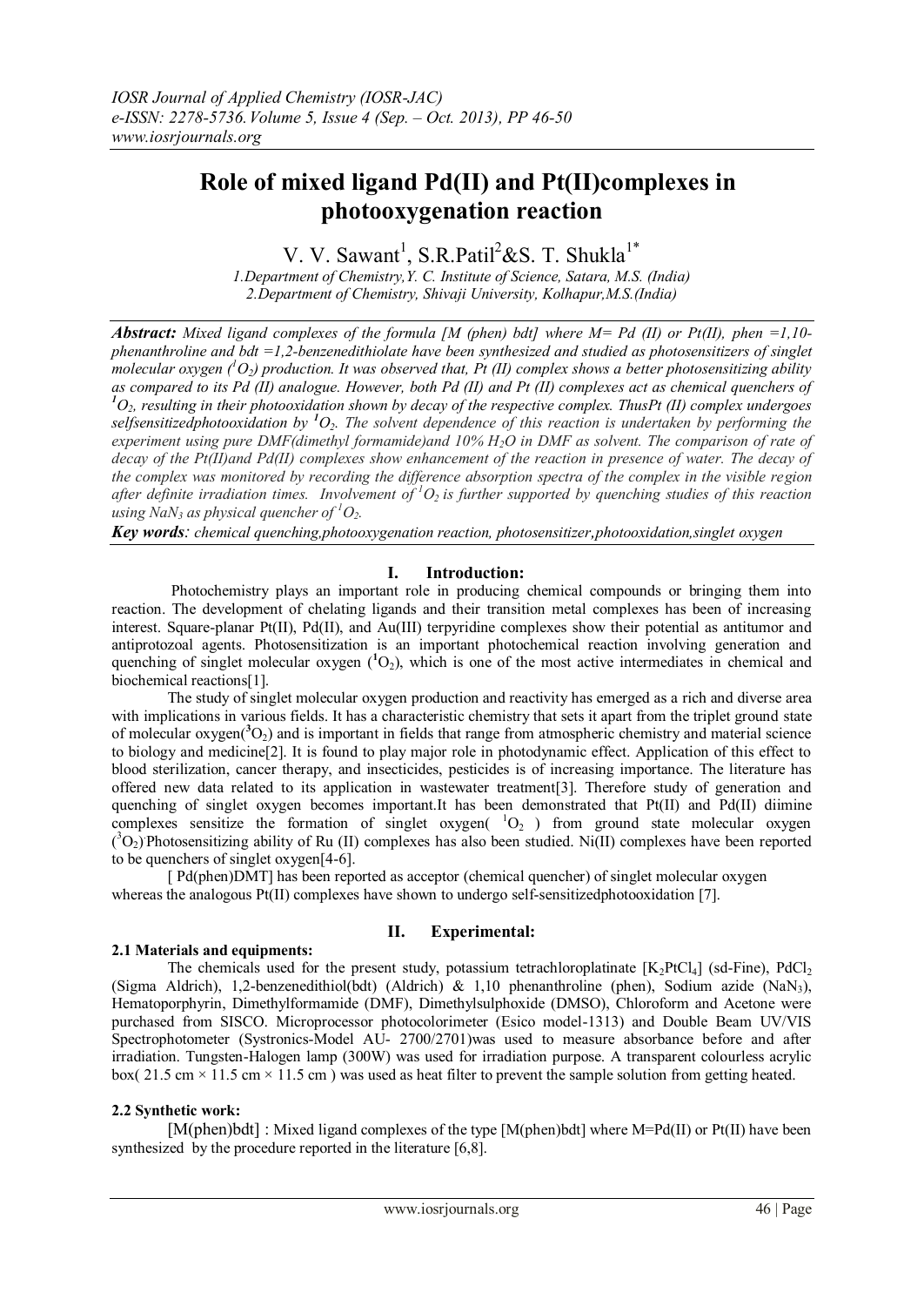# Role of mixed ligand Pd(II) and Pt(II)complexes in photooxygenation reaction

V. V. Sawant[1], S.R.Patil[2]&S. T. Shukla[1*]

*1.Department of Chemistry,Y. C. Institute of Science, Satara, M.S. (India)*
*2.Department of Chemistry, Shivaji University, Kolhapur,M.S.(India)*

***Abstract:*** *Mixed ligand complexes of the formula [M (phen) bdt] where M= Pd (II) or Pt(II), phen =1,10-phenanthroline and bdt =1,2-benzenedithiolate have been synthesized and studied as photosensitizers of singlet molecular oxygen ($^1O_2$) production. It was observed that, Pt (II) complex shows a better photosensitizing ability as compared to its Pd (II) analogue. However, both Pd (II) and Pt (II) complexes act as chemical quenchers of $^1O_2$, resulting in their photooxidation shown by decay of the respective complex. ThusPt (II) complex undergoes selfsensitizedphotooxidation by $^1O_2$. The solvent dependence of this reaction is undertaken by performing the experiment using pure DMF(dimethyl formamide)and 10% $H_2O$ in DMF as solvent. The comparison of rate of decay of the Pt(II)and Pd(II) complexes show enhancement of the reaction in presence of water. The decay of the complex was monitored by recording the difference absorption spectra of the complex in the visible region after definite irradiation times. Involvement of $^1O_2$ is further supported by quenching studies of this reaction using $NaN_3$ as physical quencher of $^1O_2$.*

***Key words****: chemical quenching,photooxygenation reaction, photosensitizer,photooxidation,singlet oxygen*

## I. Introduction:

Photochemistry plays an important role in producing chemical compounds or bringing them into reaction. The development of chelating ligands and their transition metal complexes has been of increasing interest. Square-planar Pt(II), Pd(II), and Au(III) terpyridine complexes show their potential as antitumor and antiprotozoal agents. Photosensitization is an important photochemical reaction involving generation and quenching of singlet molecular oxygen ($^1O_2$), which is one of the most active intermediates in chemical and biochemical reactions[1].

The study of singlet molecular oxygen production and reactivity has emerged as a rich and diverse area with implications in various fields. It has a characteristic chemistry that sets it apart from the triplet ground state of molecular oxygen($^3O_2$) and is important in fields that range from atmospheric chemistry and material science to biology and medicine[2]. It is found to play major role in photodynamic effect. Application of this effect to blood sterilization, cancer therapy, and insecticides, pesticides is of increasing importance. The literature has offered new data related to its application in wastewater treatment[3]. Therefore study of generation and quenching of singlet oxygen becomes important.It has been demonstrated that Pt(II) and Pd(II) diimine complexes sensitize the formation of singlet oxygen( $^1O_2$ ) from ground state molecular oxygen ($^3O_2$).Photosensitizing ability of Ru (II) complexes has also been studied. Ni(II) complexes have been reported to be quenchers of singlet oxygen[4-6].

[ Pd(phen)DMT] has been reported as acceptor (chemical quencher) of singlet molecular oxygen whereas the analogous Pt(II) complexes have shown to undergo self-sensitizedphotooxidation [7].

## II. Experimental:

### 2.1 Materials and equipments:

The chemicals used for the present study, potassium tetrachloroplatinate [$K_2PtCl_4$] (sd-Fine), $PdCl_2$ (Sigma Aldrich), 1,2-benzenedithiol(bdt) (Aldrich) & 1,10 phenanthroline (phen), Sodium azide ($NaN_3$), Hematoporphyrin, Dimethylformamide (DMF), Dimethylsulphoxide (DMSO), Chloroform and Acetone were purchased from SISCO. Microprocessor photocolorimeter (Esico model-1313) and Double Beam UV/VIS Spectrophotometer (Systronics-Model AU- 2700/2701)was used to measure absorbance before and after irradiation. Tungsten-Halogen lamp (300W) was used for irradiation purpose. A transparent colourless acrylic box( 21.5 cm × 11.5 cm × 11.5 cm ) was used as heat filter to prevent the sample solution from getting heated.

### 2.2 Synthetic work:

[M(phen)bdt] : Mixed ligand complexes of the type [M(phen)bdt] where M=Pd(II) or Pt(II) have been synthesized by the procedure reported in the literature [6,8].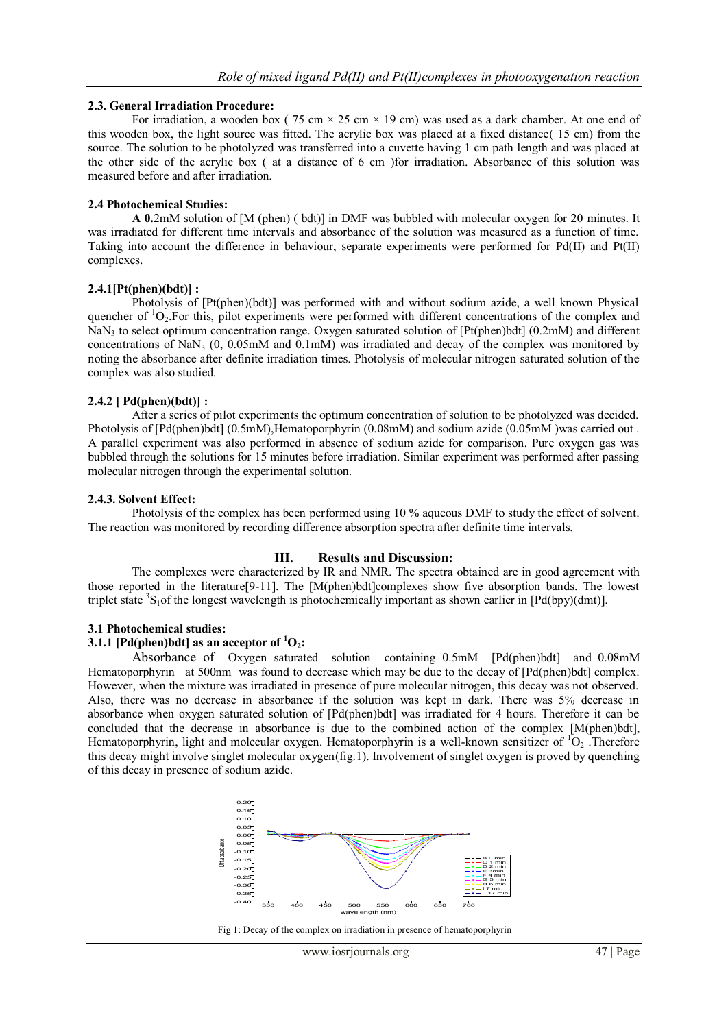### 2.3. General Irradiation Procedure:

For irradiation, a wooden box ( 75 cm × 25 cm × 19 cm) was used as a dark chamber. At one end of this wooden box, the light source was fitted. The acrylic box was placed at a fixed distance( 15 cm) from the source. The solution to be photolyzed was transferred into a cuvette having 1 cm path length and was placed at the other side of the acrylic box ( at a distance of 6 cm )for irradiation. Absorbance of this solution was measured before and after irradiation.

### 2.4 Photochemical Studies:

**A 0.**2mM solution of [M (phen) ( bdt)] in DMF was bubbled with molecular oxygen for 20 minutes. It was irradiated for different time intervals and absorbance of the solution was measured as a function of time. Taking into account the difference in behaviour, separate experiments were performed for Pd(II) and Pt(II) complexes.

### 2.4.1[Pt(phen)(bdt)] :

Photolysis of [Pt(phen)(bdt)] was performed with and without sodium azide, a well known Physical quencher of $^1O_2$.For this, pilot experiments were performed with different concentrations of the complex and $NaN_3$ to select optimum concentration range. Oxygen saturated solution of [Pt(phen)bdt] (0.2mM) and different concentrations of $NaN_3$ (0, 0.05mM and 0.1mM) was irradiated and decay of the complex was monitored by noting the absorbance after definite irradiation times. Photolysis of molecular nitrogen saturated solution of the complex was also studied.

### 2.4.2 [ Pd(phen)(bdt)] :

After a series of pilot experiments the optimum concentration of solution to be photolyzed was decided. Photolysis of [Pd(phen)bdt] (0.5mM),Hematoporphyrin (0.08mM) and sodium azide (0.05mM )was carried out . A parallel experiment was also performed in absence of sodium azide for comparison. Pure oxygen gas was bubbled through the solutions for 15 minutes before irradiation. Similar experiment was performed after passing molecular nitrogen through the experimental solution.

### 2.4.3. Solvent Effect:

Photolysis of the complex has been performed using 10 % aqueous DMF to study the effect of solvent. The reaction was monitored by recording difference absorption spectra after definite time intervals.

## III. Results and Discussion:

The complexes were characterized by IR and NMR. The spectra obtained are in good agreement with those reported in the literature[9-11]. The [M(phen)bdt]complexes show five absorption bands. The lowest triplet state $^3S_1$of the longest wavelength is photochemically important as shown earlier in [Pd(bpy)(dmt)].

### 3.1 Photochemical studies:

### 3.1.1 [Pd(phen)bdt] as an acceptor of $^1O_2$:

Absorbance of Oxygen saturated solution containing 0.5mM [Pd(phen)bdt] and 0.08mM Hematoporphyrin at 500nm was found to decrease which may be due to the decay of [Pd(phen)bdt] complex. However, when the mixture was irradiated in presence of pure molecular nitrogen, this decay was not observed. Also, there was no decrease in absorbance if the solution was kept in dark. There was 5% decrease in absorbance when oxygen saturated solution of [Pd(phen)bdt] was irradiated for 4 hours. Therefore it can be concluded that the decrease in absorbance is due to the combined action of the complex [M(phen)bdt], Hematoporphyrin, light and molecular oxygen. Hematoporphyrin is a well-known sensitizer of $^1O_2$ .Therefore this decay might involve singlet molecular oxygen(fig.1). Involvement of singlet oxygen is proved by quenching of this decay in presence of sodium azide.

Fig 1: Decay of the complex on irradiation in presence of hematoporphyrin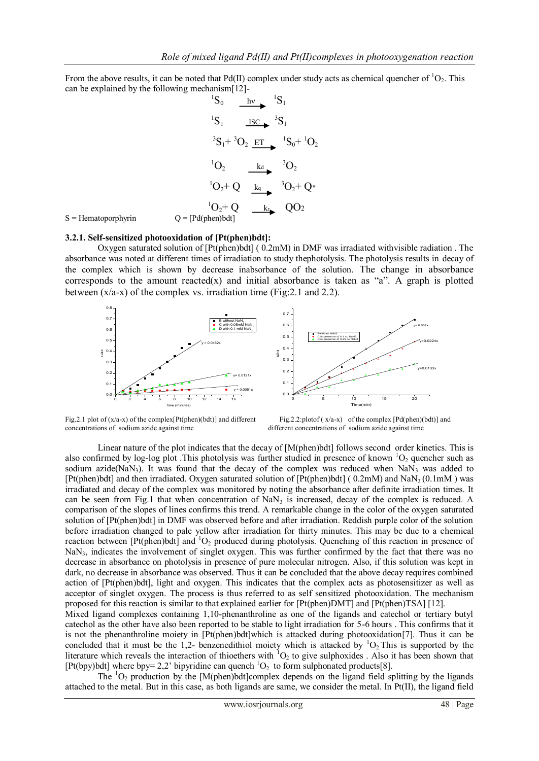From the above results, it can be noted that Pd(II) complex under study acts as chemical quencher of $^1O_2$. This can be explained by the following mechanism[12]-

$$^1S_0 \xrightarrow{h\nu} {}^1S_1$$

$$^1S_1 \xrightarrow{ISC} {}^3S_1$$

$$^3S_1 + {}^3O_2 \xrightarrow{ET} {}^1S_0 + {}^1O_2$$

$$^1O_2 \xrightarrow{k_d} {}^3O_2$$

$$^1O_2 + Q \xrightarrow{k_q} {}^3O_2 + Q^*$$

$$^1O_2 + Q \xrightarrow{k_r} QO_2$$

S = Hematoporphyrin Q = [Pd(phen)bdt]

### 3.2.1. Self-sensitized photooxidation of [Pt(phen)bdt]:

Oxygen saturated solution of [Pt(phen)bdt] ( 0.2mM) in DMF was irradiated withvisible radiation . The absorbance was noted at different times of irradiation to study thephotolysis. The photolysis results in decay of the complex which is shown by decrease inabsorbance of the solution. The change in absorbance corresponds to the amount reacted(x) and initial absorbance is taken as "a". A graph is plotted between (x/a-x) of the complex vs. irradiation time (Fig:2.1 and 2.2).

Fig.2.1 plot of (x/a-x) of the complex[Pt(phen)(bdt)] and different concentrations of sodium azide against time

Fig.2.2:plotof ( x/a-x) of the complex [Pd(phen)(bdt)] and different concentrations of sodium azide against time

Linear nature of the plot indicates that the decay of [M(phen)bdt] follows second order kinetics. This is also confirmed by log-log plot .This photolysis was further studied in presence of known $^1O_2$ quencher such as sodium azide($NaN_3$). It was found that the decay of the complex was reduced when $NaN_3$ was added to [Pt(phen)bdt] and then irradiated. Oxygen saturated solution of [Pt(phen)bdt] ( 0.2mM) and $NaN_3$ (0.1mM ) was irradiated and decay of the complex was monitored by noting the absorbance after definite irradiation times. It can be seen from Fig.1 that when concentration of $NaN_3$ is increased, decay of the complex is reduced. A comparison of the slopes of lines confirms this trend. A remarkable change in the color of the oxygen saturated solution of [Pt(phen)bdt] in DMF was observed before and after irradiation. Reddish purple color of the solution before irradiation changed to pale yellow after irradiation for thirty minutes. This may be due to a chemical reaction between [Pt(phen)bdt] and $^1O_2$ produced during photolysis. Quenching of this reaction in presence of $NaN_3$, indicates the involvement of singlet oxygen. This was further confirmed by the fact that there was no decrease in absorbance on photolysis in presence of pure molecular nitrogen. Also, if this solution was kept in dark, no decrease in absorbance was observed. Thus it can be concluded that the above decay requires combined action of [Pt(phen)bdt], light and oxygen. This indicates that the complex acts as photosensitizer as well as acceptor of singlet oxygen. The process is thus referred to as self sensitized photooxidation. The mechanism proposed for this reaction is similar to that explained earlier for [Pt(phen)DMT] and [Pt(phen)TSA] [12].

Mixed ligand complexes containing 1,10-phenanthroline as one of the ligands and catechol or tertiary butyl catechol as the other have also been reported to be stable to light irradiation for 5-6 hours . This confirms that it is not the phenanthroline moiety in [Pt(phen)bdt]which is attacked during photooxidation[7]. Thus it can be concluded that it must be the 1,2- benzenedithiol moiety which is attacked by $^1O_2$.This is supported by the literature which reveals the interaction of thioethers with $^1O_2$ to give sulphoxides . Also it has been shown that [Pt(bpy)bdt] where bpy= 2,2' bipyridine can quench $^1O_2$ to form sulphonated products[8].

The $^1O_2$ production by the [M(phen)bdt]complex depends on the ligand field splitting by the ligands attached to the metal. But in this case, as both ligands are same, we consider the metal. In Pt(II), the ligand field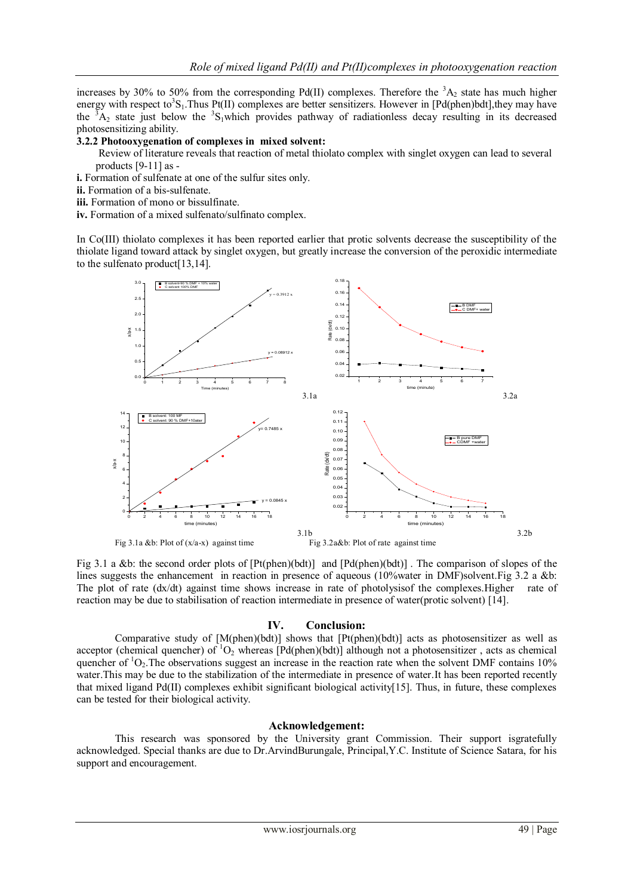increases by 30% to 50% from the corresponding Pd(II) complexes. Therefore the $^3A_2$ state has much higher energy with respect to $^3S_1$.Thus Pt(II) complexes are better sensitizers. However in [Pd(phen)bdt],they may have the $^3A_2$ state just below the $^3S_1$which provides pathway of radiationless decay resulting in its decreased photosensitizing ability.

### 3.2.2 Photooxygenation of complexes in mixed solvent:

Review of literature reveals that reaction of metal thiolato complex with singlet oxygen can lead to several products [9-11] as -

**i.** Formation of sulfenate at one of the sulfur sites only.
**ii.** Formation of a bis-sulfenate.
**iii.** Formation of mono or bissulfinate.
**iv.** Formation of a mixed sulfenato/sulfinato complex.

In Co(III) thiolato complexes it has been reported earlier that protic solvents decrease the susceptibility of the thiolate ligand toward attack by singlet oxygen, but greatly increase the conversion of the peroxidic intermediate to the sulfenato product[13,14].

3.1a 3.2a

3.1b 3.2b

Fig 3.1a &b: Plot of (x/a-x) against time Fig 3.2a&b: Plot of rate against time

Fig 3.1 a &b: the second order plots of [Pt(phen)(bdt)] and [Pd(phen)(bdt)] . The comparison of slopes of the lines suggests the enhancement in reaction in presence of aqueous (10%water in DMF)solvent.Fig 3.2 a &b: The plot of rate (dx/dt) against time shows increase in rate of photolysisof the complexes.Higher rate of reaction may be due to stabilisation of reaction intermediate in presence of water(protic solvent) [14].

## IV. Conclusion:

Comparative study of [M(phen)(bdt)] shows that [Pt(phen)(bdt)] acts as photosensitizer as well as acceptor (chemical quencher) of $^1O_2$ whereas [Pd(phen)(bdt)] although not a photosensitizer , acts as chemical quencher of $^1O_2$.The observations suggest an increase in the reaction rate when the solvent DMF contains 10% water.This may be due to the stabilization of the intermediate in presence of water.It has been reported recently that mixed ligand Pd(II) complexes exhibit significant biological activity[15]. Thus, in future, these complexes can be tested for their biological activity.

## Acknowledgement:

This research was sponsored by the University grant Commission. Their support isgratefully acknowledged. Special thanks are due to Dr.ArvindBurungale, Principal,Y.C. Institute of Science Satara, for his support and encouragement.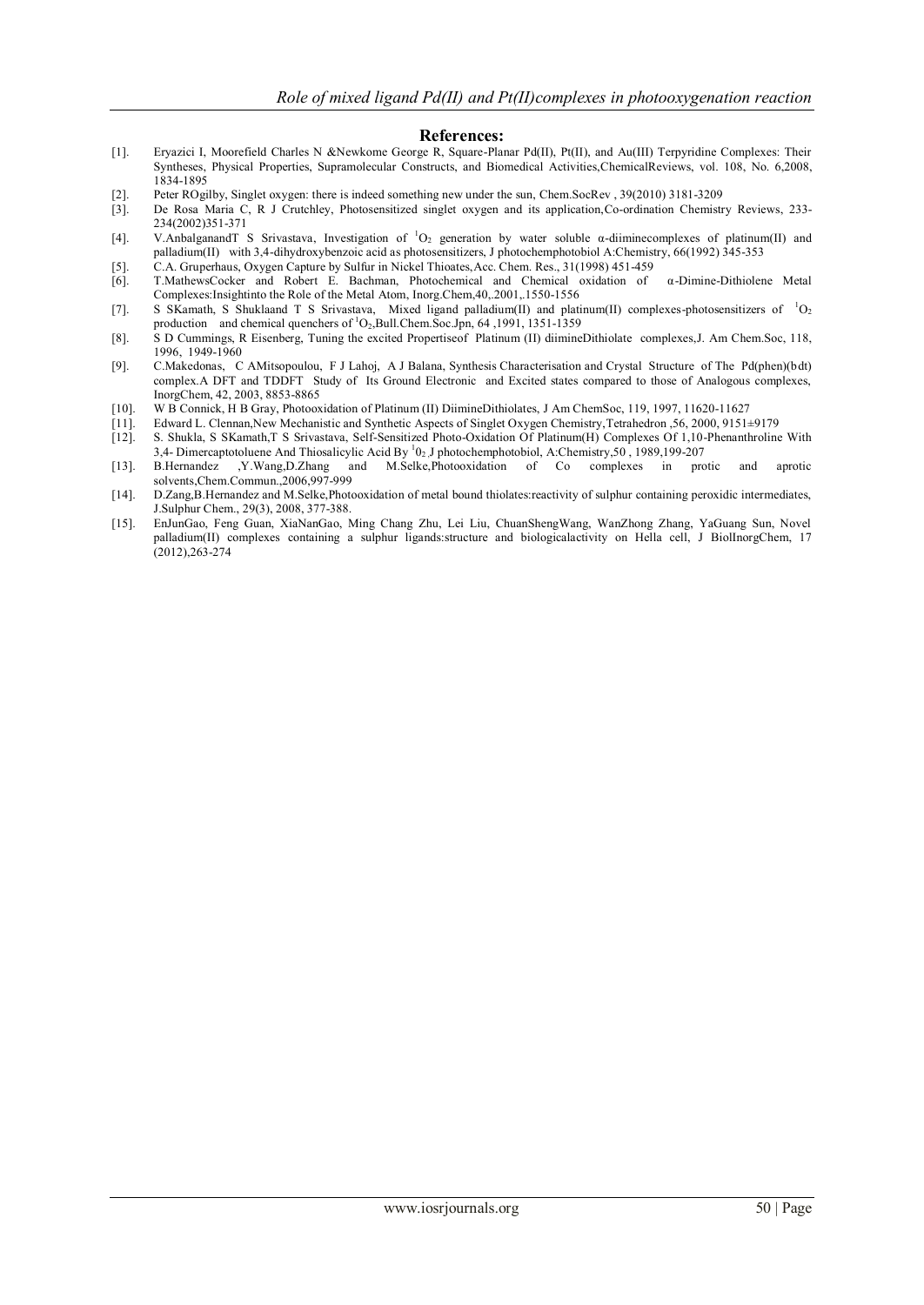## References:

[1]. Eryazici I, Moorefield Charles N &Newkome George R, Square-Planar Pd(II), Pt(II), and Au(III) Terpyridine Complexes: Their Syntheses, Physical Properties, Supramolecular Constructs, and Biomedical Activities,ChemicalReviews, vol. 108, No. 6,2008, 1834-1895

[2]. Peter ROgilby, Singlet oxygen: there is indeed something new under the sun, Chem.SocRev , 39(2010) 3181-3209

[3]. De Rosa Maria C, R J Crutchley, Photosensitized singlet oxygen and its application,Co-ordination Chemistry Reviews, 233-234(2002)351-371

[4]. V.AnbalganandT S Srivastava, Investigation of $^1O_2$ generation by water soluble α-diiminecomplexes of platinum(II) and palladium(II) with 3,4-dihydroxybenzoic acid as photosensitizers, J photochemphotobiol A:Chemistry, 66(1992) 345-353

[5]. C.A. Gruperhaus, Oxygen Capture by Sulfur in Nickel Thioates,Acc. Chem. Res., 31(1998) 451-459

[6]. T.MathewsCocker and Robert E. Bachman, Photochemical and Chemical oxidation of α-Dimine-Dithiolene Metal Complexes:Insightinto the Role of the Metal Atom, Inorg.Chem,40,.2001,.1550-1556

[7]. S SKamath, S Shuklaand T S Srivastava, Mixed ligand palladium(II) and platinum(II) complexes-photosensitizers of $^1O_2$ production and chemical quenchers of $^1O_2$,Bull.Chem.Soc.Jpn, 64 ,1991, 1351-1359

[8]. S D Cummings, R Eisenberg, Tuning the excited Propertiseof Platinum (II) diimineDithiolate complexes,J. Am Chem.Soc, 118, 1996, 1949-1960

[9]. C.Makedonas, C AMitsopoulou, F J Lahoj, A J Balana, Synthesis Characterisation and Crystal Structure of The Pd(phen)(bdt) complex.A DFT and TDDFT Study of Its Ground Electronic and Excited states compared to those of Analogous complexes, InorgChem, 42, 2003, 8853-8865

[10]. W B Connick, H B Gray, Photooxidation of Platinum (II) DiimineDithiolates, J Am ChemSoc, 119, 1997, 11620-11627

[11]. Edward L. Clennan,New Mechanistic and Synthetic Aspects of Singlet Oxygen Chemistry,Tetrahedron ,56, 2000, 9151±9179

[12]. S. Shukla, S SKamath,T S Srivastava, Self-Sensitized Photo-Oxidation Of Platinum(H) Complexes Of 1,10-Phenanthroline With 3,4- Dimercaptotoluene And Thiosalicylic Acid By $^1O_2$ J photochemphotobiol, A:Chemistry,50 , 1989,199-207

[13]. B.Hernandez ,Y.Wang,D.Zhang and M.Selke,Photooxidation of Co complexes in protic and aprotic solvents,Chem.Commun.,2006,997-999

[14]. D.Zang,B.Hernandez and M.Selke,Photooxidation of metal bound thiolates:reactivity of sulphur containing peroxidic intermediates, J.Sulphur Chem., 29(3), 2008, 377-388.

[15]. EnJunGao, Feng Guan, XiaNanGao, Ming Chang Zhu, Lei Liu, ChuanShengWang, WanZhong Zhang, YaGuang Sun, Novel palladium(II) complexes containing a sulphur ligands:structure and biologicalactivity on Hella cell, J BiolInorgChem, 17 (2012),263-274